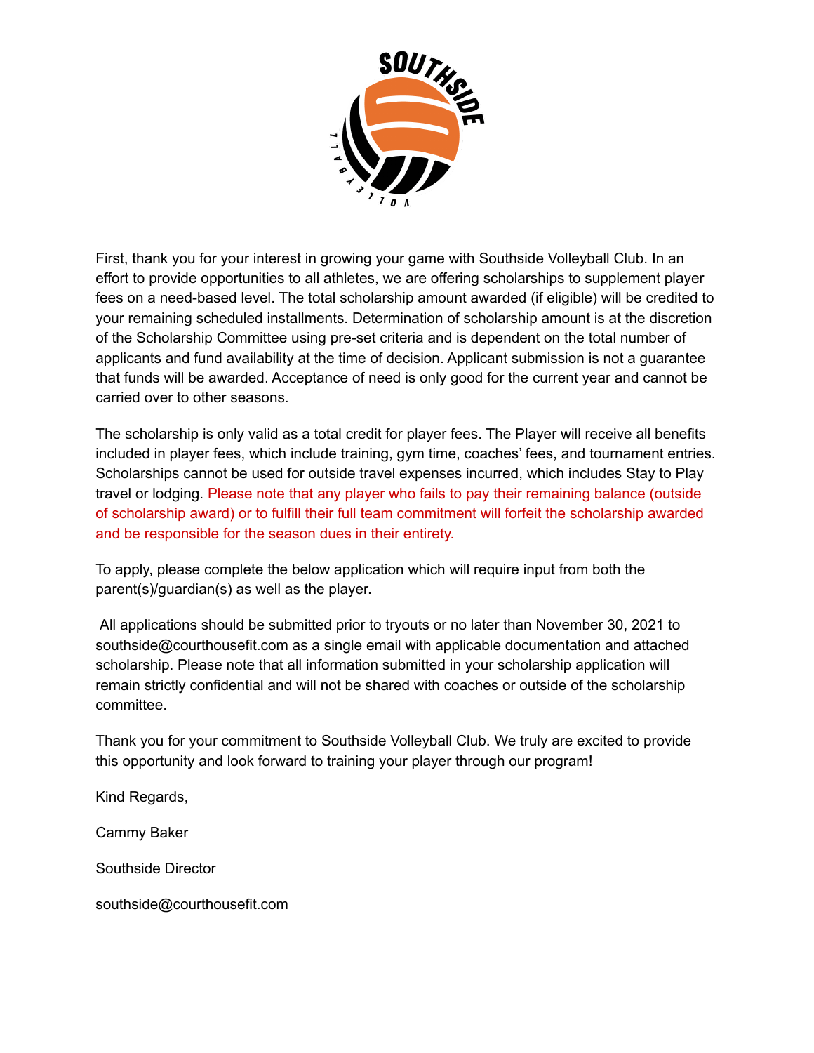First, thank you for your interest in growing your game with Southside Volleyball Club. In an effort to provide opportunities to all athletes, we are offering scholarships to supplement player fees on a need-based level. The total scholarship amount awarded (if eligible) will be credited to your remaining scheduled installments. Determination of scholarship amount is at the discretion of the Scholarship Committee using pre-set criteria and is dependent on the total number of applicants and fund availability at the time of decision. Applicant submission is not a guarantee that funds will be awarded. Acceptance of need is only good for the current year and cannot be carried over to other seasons.

The scholarship is only valid as a total credit for player fees. The Player will receive all benefits included in player fees, which include training, gym time, coaches' fees, and tournament entries. Scholarships cannot be used for outside travel expenses incurred, which includes Stay to Play travel or lodging. Please note that any player who fails to pay their remaining balance (outside of scholarship award) or to fulfill their full team commitment will forfeit the scholarship awarded and be responsible for the season dues in their entirety.

To apply, please complete the below application which will require input from both the parent(s)/guardian(s) as well as the player.

All applications should be submitted prior to tryouts or no later than November 30, 2021 to southside@courthousefit.com as a single email with applicable documentation and attached scholarship. Please note that all information submitted in your scholarship application will remain strictly confidential and will not be shared with coaches or outside of the scholarship committee.

Thank you for your commitment to Southside Volleyball Club. We truly are excited to provide this opportunity and look forward to training your player through our program!

Kind Regards,

Cammy Baker

Southside Director

southside@courthousefit.com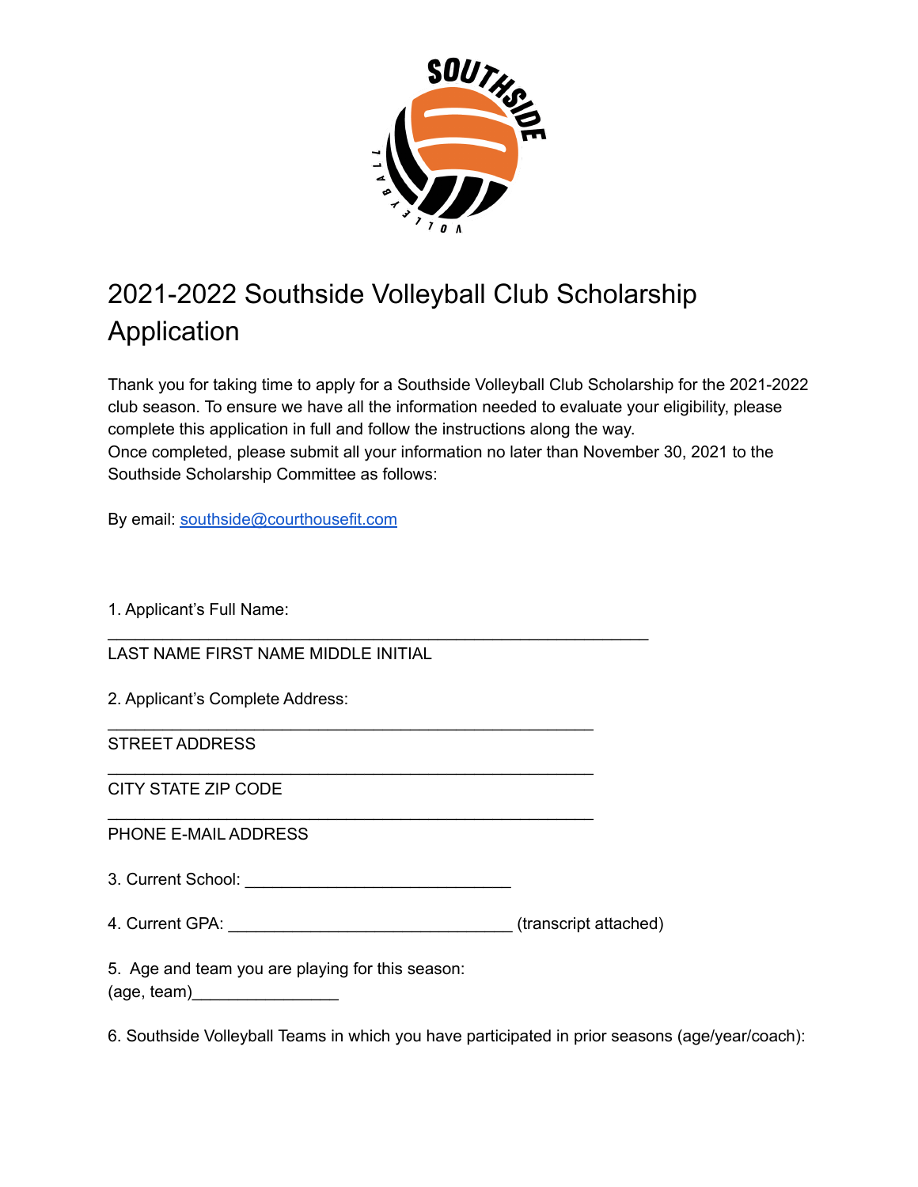# 2021-2022 Southside Volleyball Club Scholarship Application

Thank you for taking time to apply for a Southside Volleyball Club Scholarship for the 2021-2022 club season. To ensure we have all the information needed to evaluate your eligibility, please complete this application in full and follow the instructions along the way.
Once completed, please submit all your information no later than November 30, 2021 to the Southside Scholarship Committee as follows:

By email: [southside@courthousefit.com](mailto:southside@courthousefit.com)

1. Applicant's Full Name:

_______________________________________________________________

LAST NAME FIRST NAME MIDDLE INITIAL

2. Applicant's Complete Address:

________________________________________________________

STREET ADDRESS

________________________________________________________

CITY STATE ZIP CODE

________________________________________________________

PHONE E-MAIL ADDRESS

3. Current School: ______________________________

4. Current GPA: ________________________________ (transcript attached)

5. Age and team you are playing for this season:
(age, team)________________

6. Southside Volleyball Teams in which you have participated in prior seasons (age/year/coach):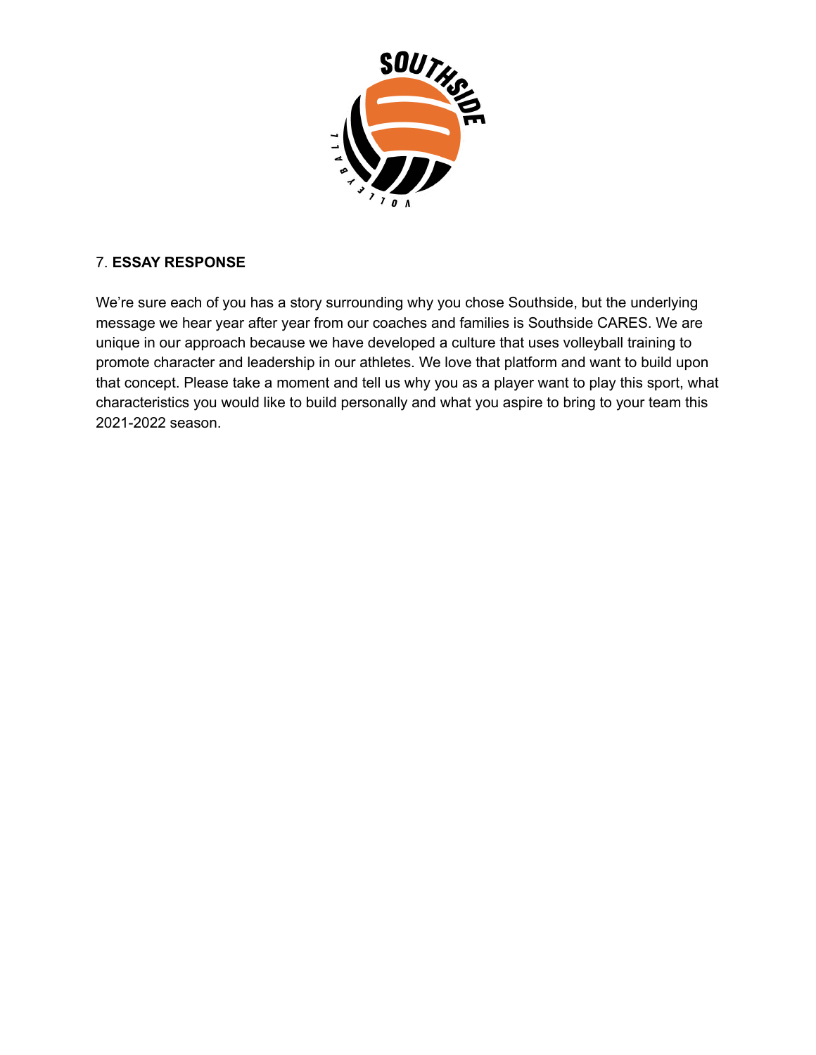7. **ESSAY RESPONSE**

We're sure each of you has a story surrounding why you chose Southside, but the underlying message we hear year after year from our coaches and families is Southside CARES. We are unique in our approach because we have developed a culture that uses volleyball training to promote character and leadership in our athletes. We love that platform and want to build upon that concept. Please take a moment and tell us why you as a player want to play this sport, what characteristics you would like to build personally and what you aspire to bring to your team this 2021-2022 season.